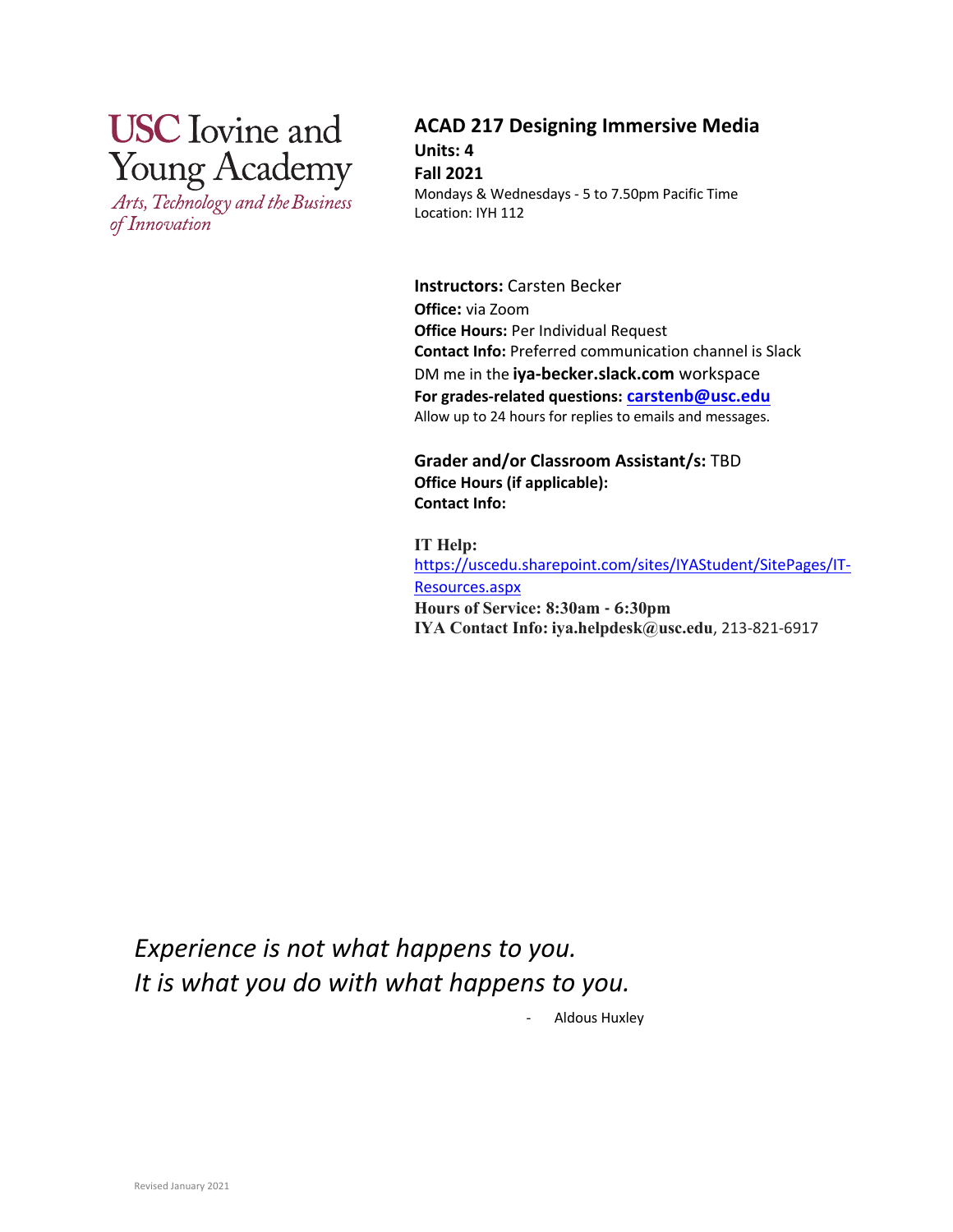USC Iovine and Young Academy

*Arts, Technology and the Business of Innovation*

# ACAD 217 Designing Immersive Media

**Units: 4**

**Fall 2021**

Mondays & Wednesdays - 5 to 7.50pm Pacific Time

Location: IYH 112

**Instructors:** Carsten Becker

**Office:** via Zoom

**Office Hours:** Per Individual Request

**Contact Info:** Preferred communication channel is Slack

DM me in the **iya-becker.slack.com** workspace

**For grades-related questions: [carstenb@usc.edu](mailto:carstenb@usc.edu)**

Allow up to 24 hours for replies to emails and messages.

**Grader and/or Classroom Assistant/s:** TBD

**Office Hours (if applicable):**

**Contact Info:**

**IT Help:**

https://uscedu.sharepoint.com/sites/IYAStudent/SitePages/IT-Resources.aspx

**Hours of Service: 8:30am - 6:30pm**

**IYA Contact Info: iya.helpdesk@usc.edu**, 213-821-6917

*Experience is not what happens to you.*
*It is what you do with what happens to you.*

- Aldous Huxley

Revised January 2021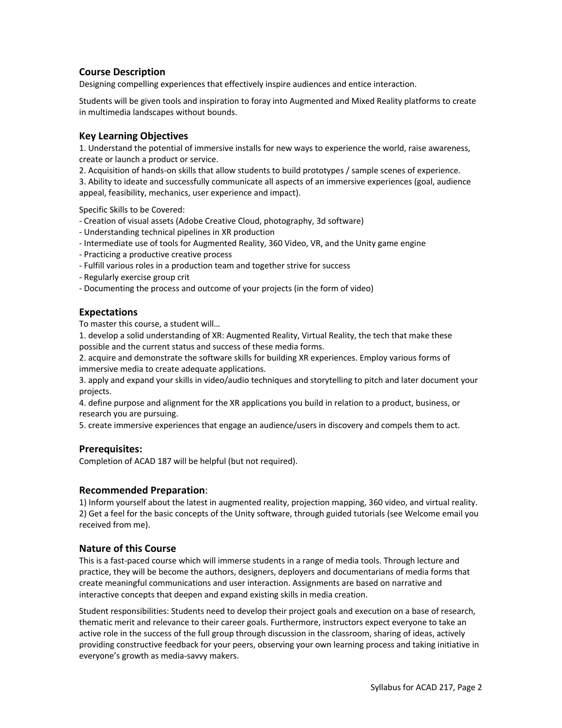## Course Description

Designing compelling experiences that effectively inspire audiences and entice interaction.

Students will be given tools and inspiration to foray into Augmented and Mixed Reality platforms to create in multimedia landscapes without bounds.

## Key Learning Objectives

1. Understand the potential of immersive installs for new ways to experience the world, raise awareness, create or launch a product or service.
2. Acquisition of hands-on skills that allow students to build prototypes / sample scenes of experience.
3. Ability to ideate and successfully communicate all aspects of an immersive experiences (goal, audience appeal, feasibility, mechanics, user experience and impact).

Specific Skills to be Covered:

- Creation of visual assets (Adobe Creative Cloud, photography, 3d software)
- Understanding technical pipelines in XR production
- Intermediate use of tools for Augmented Reality, 360 Video, VR, and the Unity game engine
- Practicing a productive creative process
- Fulfill various roles in a production team and together strive for success
- Regularly exercise group crit
- Documenting the process and outcome of your projects (in the form of video)

## Expectations

To master this course, a student will…

1. develop a solid understanding of XR: Augmented Reality, Virtual Reality, the tech that make these possible and the current status and success of these media forms.
2. acquire and demonstrate the software skills for building XR experiences. Employ various forms of immersive media to create adequate applications.
3. apply and expand your skills in video/audio techniques and storytelling to pitch and later document your projects.
4. define purpose and alignment for the XR applications you build in relation to a product, business, or research you are pursuing.
5. create immersive experiences that engage an audience/users in discovery and compels them to act.

## Prerequisites:

Completion of ACAD 187 will be helpful (but not required).

## Recommended Preparation:

1) Inform yourself about the latest in augmented reality, projection mapping, 360 video, and virtual reality.
2) Get a feel for the basic concepts of the Unity software, through guided tutorials (see Welcome email you received from me).

## Nature of this Course

This is a fast-paced course which will immerse students in a range of media tools. Through lecture and practice, they will be become the authors, designers, deployers and documentarians of media forms that create meaningful communications and user interaction. Assignments are based on narrative and interactive concepts that deepen and expand existing skills in media creation.

Student responsibilities: Students need to develop their project goals and execution on a base of research, thematic merit and relevance to their career goals. Furthermore, instructors expect everyone to take an active role in the success of the full group through discussion in the classroom, sharing of ideas, actively providing constructive feedback for your peers, observing your own learning process and taking initiative in everyone's growth as media-savvy makers.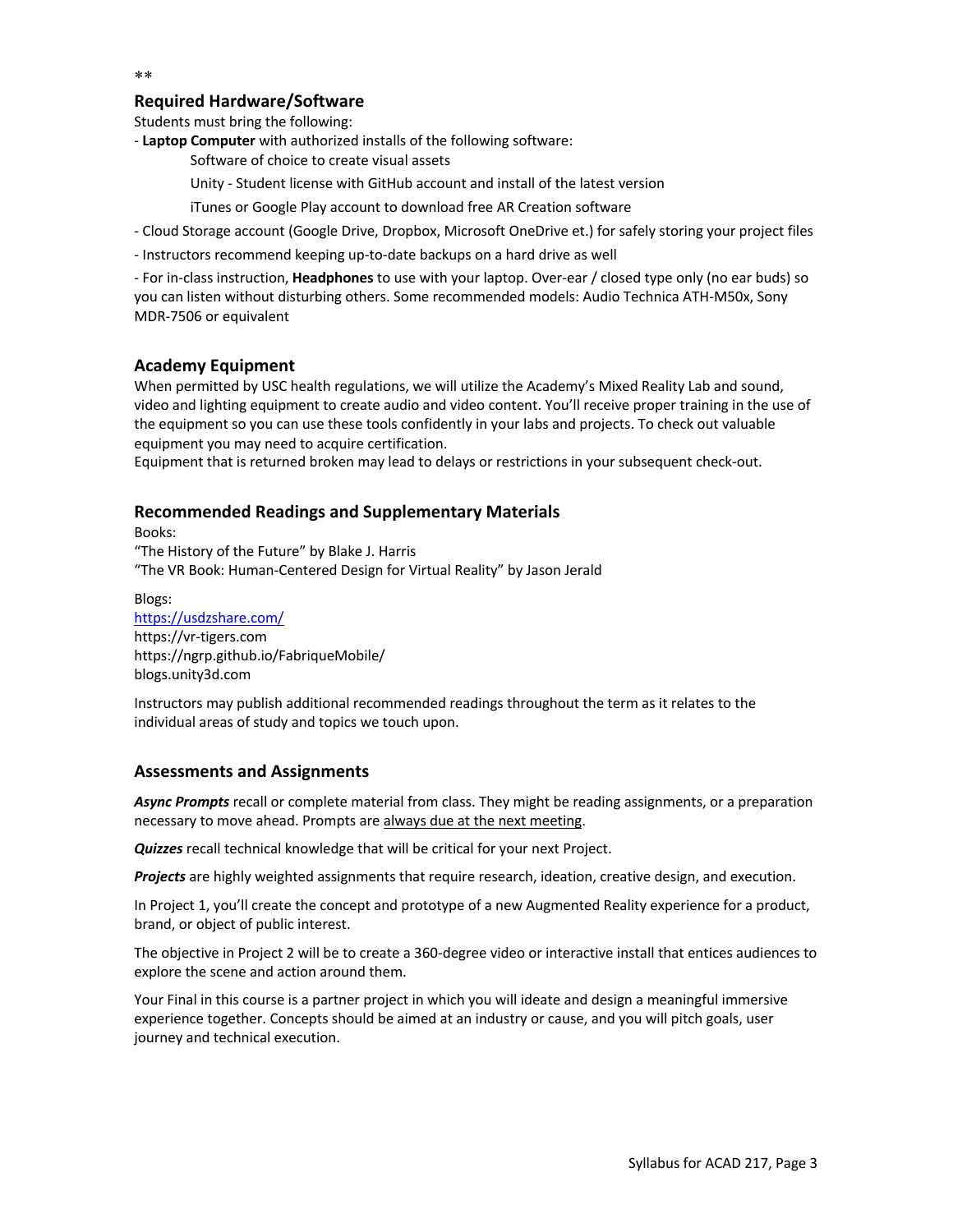**

### Required Hardware/Software

Students must bring the following:

- **Laptop Computer** with authorized installs of the following software:
  - Software of choice to create visual assets
  - Unity - Student license with GitHub account and install of the latest version
  - iTunes or Google Play account to download free AR Creation software
- Cloud Storage account (Google Drive, Dropbox, Microsoft OneDrive et.) for safely storing your project files
- Instructors recommend keeping up-to-date backups on a hard drive as well
- For in-class instruction, **Headphones** to use with your laptop. Over-ear / closed type only (no ear buds) so you can listen without disturbing others. Some recommended models: Audio Technica ATH-M50x, Sony MDR-7506 or equivalent

### Academy Equipment

When permitted by USC health regulations, we will utilize the Academy's Mixed Reality Lab and sound, video and lighting equipment to create audio and video content. You'll receive proper training in the use of the equipment so you can use these tools confidently in your labs and projects. To check out valuable equipment you may need to acquire certification.
Equipment that is returned broken may lead to delays or restrictions in your subsequent check-out.

### Recommended Readings and Supplementary Materials

Books:
"The History of the Future" by Blake J. Harris
"The VR Book: Human-Centered Design for Virtual Reality" by Jason Jerald

Blogs:
https://usdzshare.com/
https://vr-tigers.com
https://ngrp.github.io/FabriqueMobile/
blogs.unity3d.com

Instructors may publish additional recommended readings throughout the term as it relates to the individual areas of study and topics we touch upon.

### Assessments and Assignments

***Async Prompts*** recall or complete material from class. They might be reading assignments, or a preparation necessary to move ahead. Prompts are always due at the next meeting.

***Quizzes*** recall technical knowledge that will be critical for your next Project.

***Projects*** are highly weighted assignments that require research, ideation, creative design, and execution.

In Project 1, you'll create the concept and prototype of a new Augmented Reality experience for a product, brand, or object of public interest.

The objective in Project 2 will be to create a 360-degree video or interactive install that entices audiences to explore the scene and action around them.

Your Final in this course is a partner project in which you will ideate and design a meaningful immersive experience together. Concepts should be aimed at an industry or cause, and you will pitch goals, user journey and technical execution.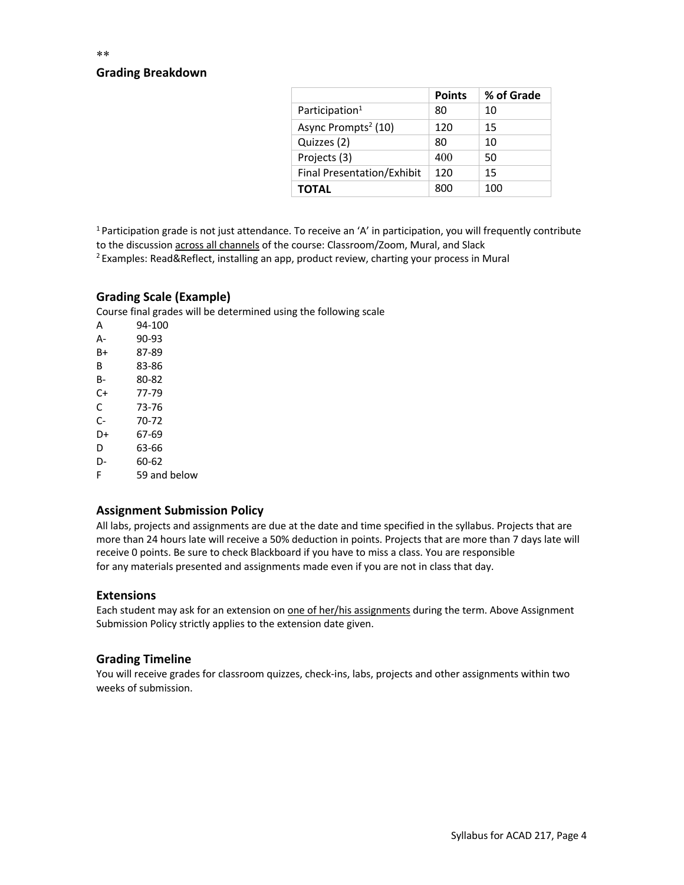**

## Grading Breakdown

| | Points | % of Grade |
|---|---|---|
| Participation[1] | 80 | 10 |
| Async Prompts[2] (10) | 120 | 15 |
| Quizzes (2) | 80 | 10 |
| Projects (3) | 400 | 50 |
| Final Presentation/Exhibit | 120 | 15 |
| **TOTAL** | 800 | 100 |

[1] Participation grade is not just attendance. To receive an 'A' in participation, you will frequently contribute to the discussion across all channels of the course: Classroom/Zoom, Mural, and Slack

[2] Examples: Read&Reflect, installing an app, product review, charting your process in Mural

## Grading Scale (Example)

Course final grades will be determined using the following scale

A 94-100
A- 90-93
B+ 87-89
B 83-86
B- 80-82
C+ 77-79
C 73-76
C- 70-72
D+ 67-69
D 63-66
D- 60-62
F 59 and below

## Assignment Submission Policy

All labs, projects and assignments are due at the date and time specified in the syllabus. Projects that are more than 24 hours late will receive a 50% deduction in points. Projects that are more than 7 days late will receive 0 points. Be sure to check Blackboard if you have to miss a class. You are responsible for any materials presented and assignments made even if you are not in class that day.

## Extensions

Each student may ask for an extension on one of her/his assignments during the term. Above Assignment Submission Policy strictly applies to the extension date given.

## Grading Timeline

You will receive grades for classroom quizzes, check-ins, labs, projects and other assignments within two weeks of submission.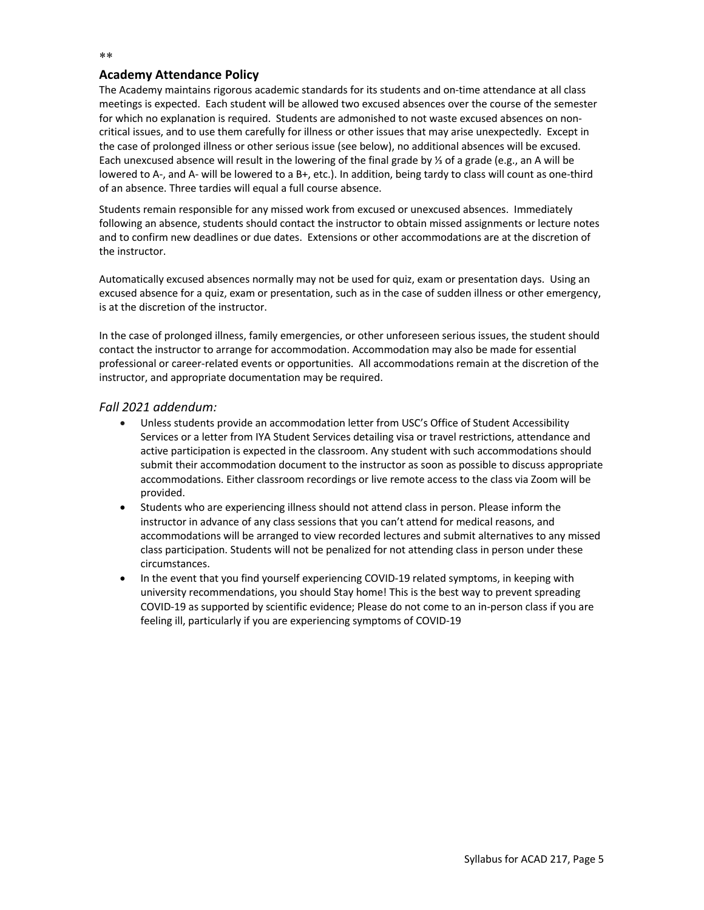**

## Academy Attendance Policy

The Academy maintains rigorous academic standards for its students and on-time attendance at all class meetings is expected. Each student will be allowed two excused absences over the course of the semester for which no explanation is required. Students are admonished to not waste excused absences on non-critical issues, and to use them carefully for illness or other issues that may arise unexpectedly. Except in the case of prolonged illness or other serious issue (see below), no additional absences will be excused. Each unexcused absence will result in the lowering of the final grade by ⅓ of a grade (e.g., an A will be lowered to A-, and A- will be lowered to a B+, etc.). In addition, being tardy to class will count as one-third of an absence. Three tardies will equal a full course absence.

Students remain responsible for any missed work from excused or unexcused absences. Immediately following an absence, students should contact the instructor to obtain missed assignments or lecture notes and to confirm new deadlines or due dates. Extensions or other accommodations are at the discretion of the instructor.

Automatically excused absences normally may not be used for quiz, exam or presentation days. Using an excused absence for a quiz, exam or presentation, such as in the case of sudden illness or other emergency, is at the discretion of the instructor.

In the case of prolonged illness, family emergencies, or other unforeseen serious issues, the student should contact the instructor to arrange for accommodation. Accommodation may also be made for essential professional or career-related events or opportunities. All accommodations remain at the discretion of the instructor, and appropriate documentation may be required.

### *Fall 2021 addendum:*

- Unless students provide an accommodation letter from USC's Office of Student Accessibility Services or a letter from IYA Student Services detailing visa or travel restrictions, attendance and active participation is expected in the classroom. Any student with such accommodations should submit their accommodation document to the instructor as soon as possible to discuss appropriate accommodations. Either classroom recordings or live remote access to the class via Zoom will be provided.
- Students who are experiencing illness should not attend class in person. Please inform the instructor in advance of any class sessions that you can't attend for medical reasons, and accommodations will be arranged to view recorded lectures and submit alternatives to any missed class participation. Students will not be penalized for not attending class in person under these circumstances.
- In the event that you find yourself experiencing COVID-19 related symptoms, in keeping with university recommendations, you should Stay home! This is the best way to prevent spreading COVID-19 as supported by scientific evidence; Please do not come to an in-person class if you are feeling ill, particularly if you are experiencing symptoms of COVID-19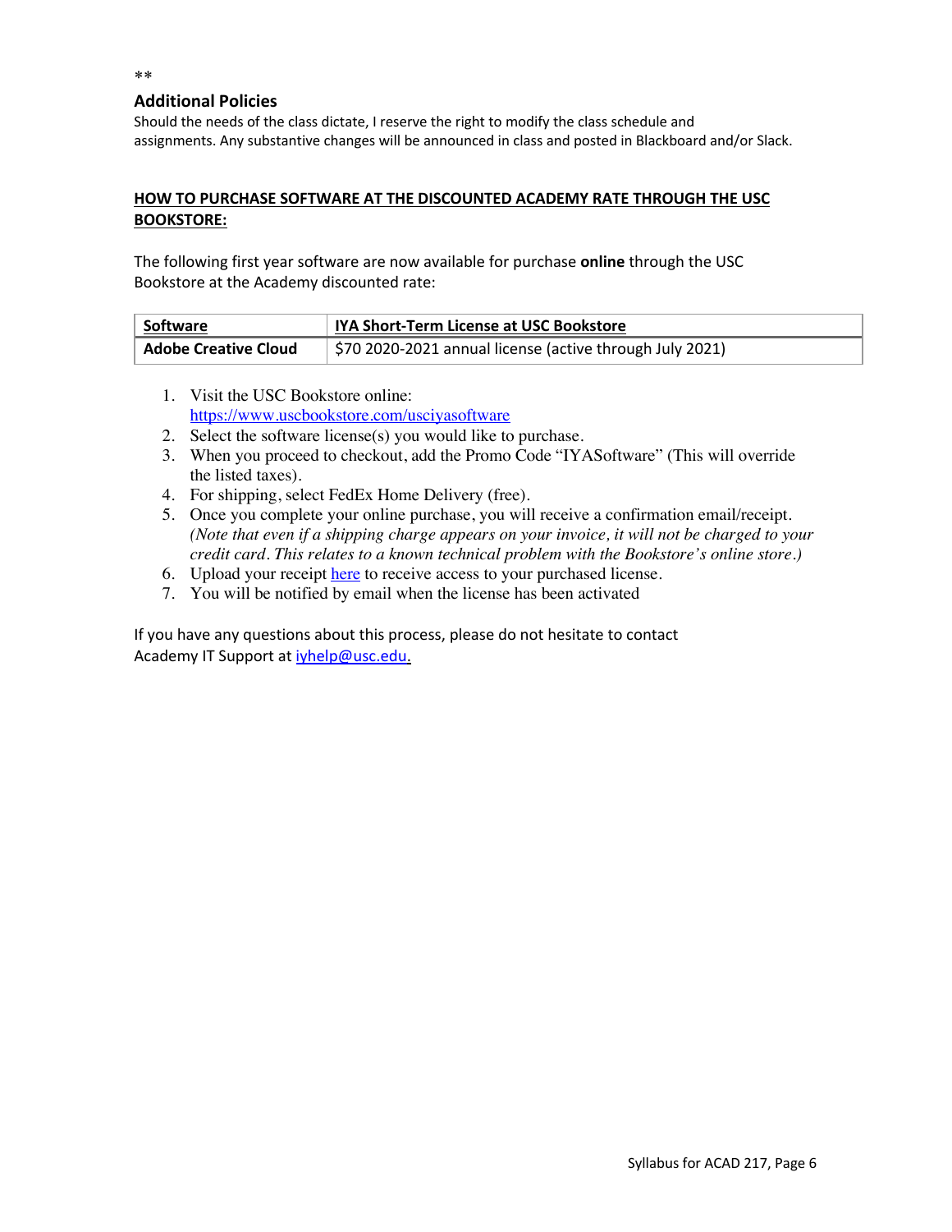**

## Additional Policies

Should the needs of the class dictate, I reserve the right to modify the class schedule and assignments. Any substantive changes will be announced in class and posted in Blackboard and/or Slack.

## HOW TO PURCHASE SOFTWARE AT THE DISCOUNTED ACADEMY RATE THROUGH THE USC BOOKSTORE:

The following first year software are now available for purchase **online** through the USC Bookstore at the Academy discounted rate:

| Software | IYA Short-Term License at USC Bookstore |
|---|---|
| **Adobe Creative Cloud** | $70 2020-2021 annual license (active through July 2021) |

1. Visit the USC Bookstore online: https://www.uscbookstore.com/usciyasoftware
2. Select the software license(s) you would like to purchase.
3. When you proceed to checkout, add the Promo Code "IYASoftware" (This will override the listed taxes).
4. For shipping, select FedEx Home Delivery (free).
5. Once you complete your online purchase, you will receive a confirmation email/receipt. *(Note that even if a shipping charge appears on your invoice, it will not be charged to your credit card. This relates to a known technical problem with the Bookstore's online store.)*
6. Upload your receipt here to receive access to your purchased license.
7. You will be notified by email when the license has been activated

If you have any questions about this process, please do not hesitate to contact Academy IT Support at iyhelp@usc.edu.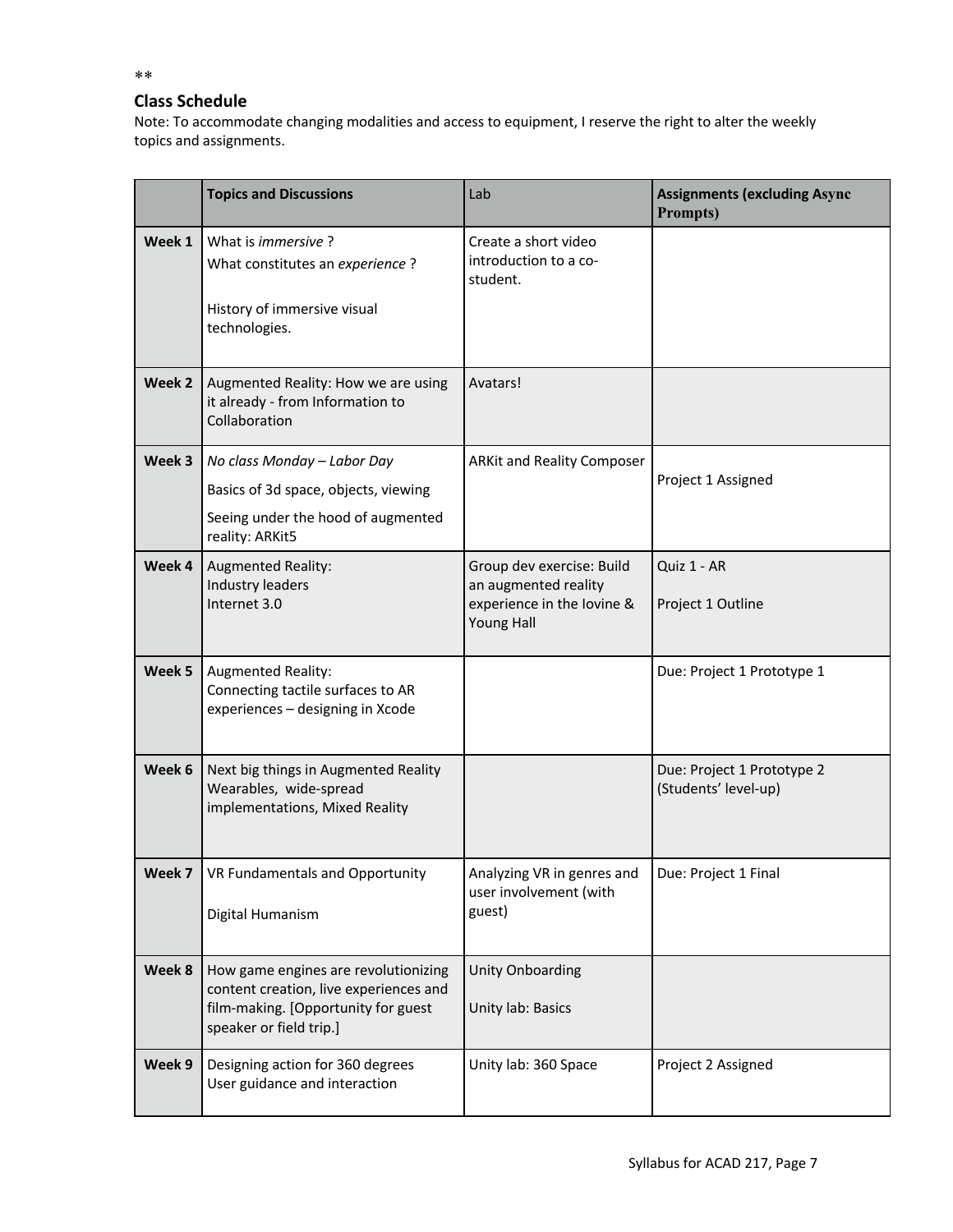**

## Class Schedule

Note: To accommodate changing modalities and access to equipment, I reserve the right to alter the weekly topics and assignments.

| | Topics and Discussions | Lab | Assignments (excluding Async Prompts) |
|---|---|---|---|
| **Week 1** | What is *immersive* ?<br>What constitutes an *experience* ?<br><br>History of immersive visual technologies. | Create a short video introduction to a co-student. | |
| **Week 2** | Augmented Reality: How we are using it already - from Information to Collaboration | Avatars! | |
| **Week 3** | *No class Monday – Labor Day*<br>Basics of 3d space, objects, viewing<br>Seeing under the hood of augmented reality: ARKit5 | ARKit and Reality Composer | Project 1 Assigned |
| **Week 4** | Augmented Reality:<br>Industry leaders<br>Internet 3.0 | Group dev exercise: Build an augmented reality experience in the Iovine & Young Hall | Quiz 1 - AR<br><br>Project 1 Outline |
| **Week 5** | Augmented Reality:<br>Connecting tactile surfaces to AR experiences – designing in Xcode | | Due: Project 1 Prototype 1 |
| **Week 6** | Next big things in Augmented Reality<br>Wearables, wide-spread implementations, Mixed Reality | | Due: Project 1 Prototype 2 (Students' level-up) |
| **Week 7** | VR Fundamentals and Opportunity<br><br>Digital Humanism | Analyzing VR in genres and user involvement (with guest) | Due: Project 1 Final |
| **Week 8** | How game engines are revolutionizing content creation, live experiences and film-making. [Opportunity for guest speaker or field trip.] | Unity Onboarding<br><br>Unity lab: Basics | |
| **Week 9** | Designing action for 360 degrees<br>User guidance and interaction | Unity lab: 360 Space | Project 2 Assigned |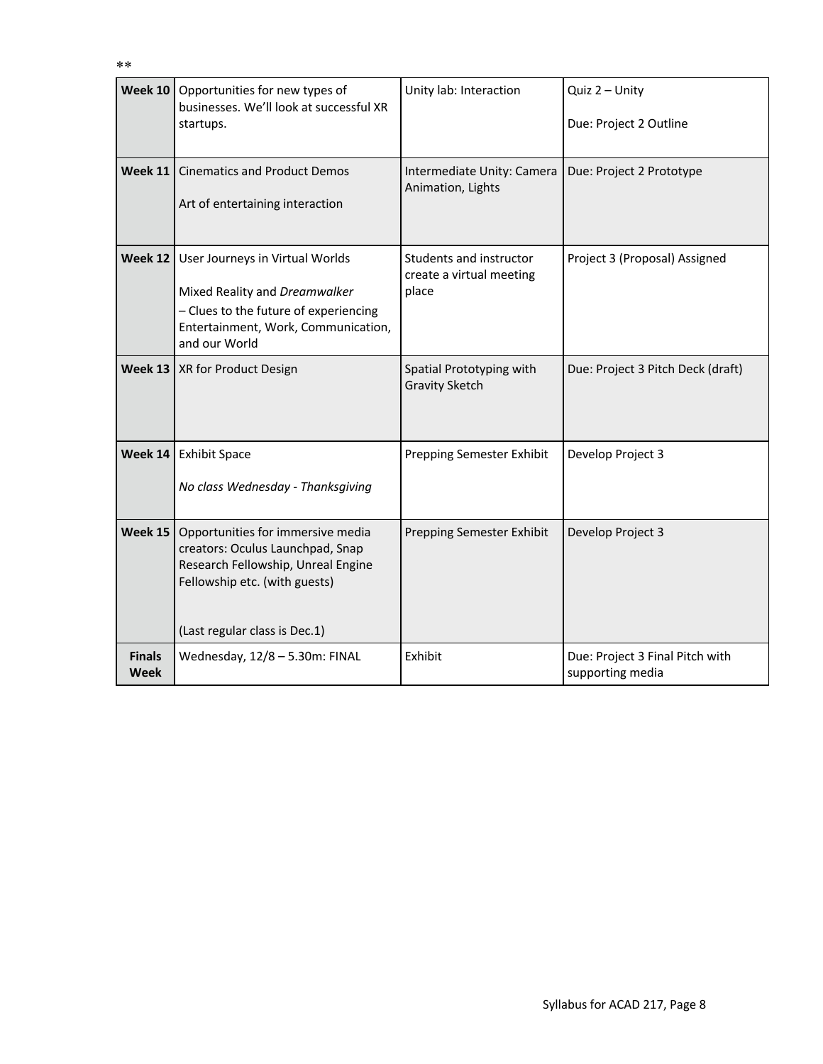**

| Week 10 | Opportunities for new types of businesses. We'll look at successful XR startups. | Unity lab: Interaction | Quiz 2 – Unity<br><br>Due: Project 2 Outline |
|---|---|---|---|
| **Week 11** | Cinematics and Product Demos<br><br>Art of entertaining interaction | Intermediate Unity: Camera Animation, Lights | Due: Project 2 Prototype |
| **Week 12** | User Journeys in Virtual Worlds<br><br>Mixed Reality and *Dreamwalker* – Clues to the future of experiencing Entertainment, Work, Communication, and our World | Students and instructor create a virtual meeting place | Project 3 (Proposal) Assigned |
| **Week 13** | XR for Product Design | Spatial Prototyping with Gravity Sketch | Due: Project 3 Pitch Deck (draft) |
| **Week 14** | Exhibit Space<br><br>*No class Wednesday - Thanksgiving* | Prepping Semester Exhibit | Develop Project 3 |
| **Week 15** | Opportunities for immersive media creators: Oculus Launchpad, Snap Research Fellowship, Unreal Engine Fellowship etc. (with guests)<br><br>(Last regular class is Dec.1) | Prepping Semester Exhibit | Develop Project 3 |
| **Finals Week** | Wednesday, 12/8 – 5.30m: FINAL | Exhibit | Due: Project 3 Final Pitch with supporting media |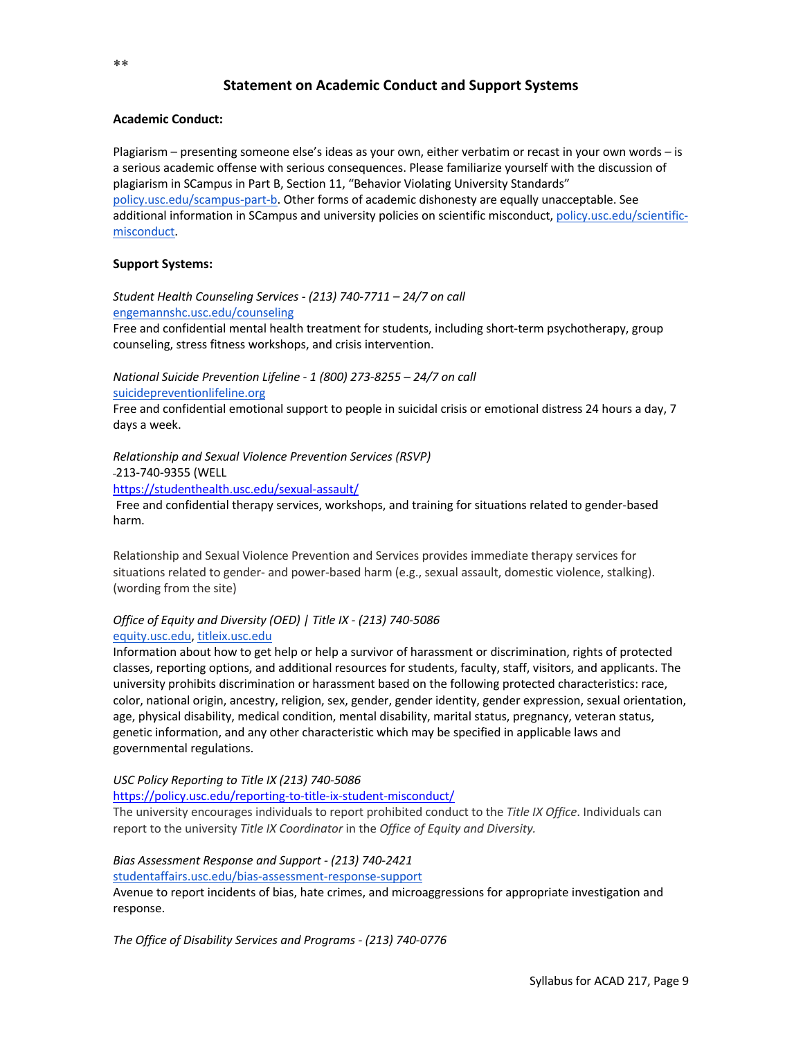**

## Statement on Academic Conduct and Support Systems

**Academic Conduct:**

Plagiarism – presenting someone else's ideas as your own, either verbatim or recast in your own words – is a serious academic offense with serious consequences. Please familiarize yourself with the discussion of plagiarism in SCampus in Part B, Section 11, "Behavior Violating University Standards" policy.usc.edu/scampus-part-b. Other forms of academic dishonesty are equally unacceptable. See additional information in SCampus and university policies on scientific misconduct, policy.usc.edu/scientific-misconduct.

**Support Systems:**

*Student Health Counseling Services - (213) 740-7711 – 24/7 on call*
engemannshc.usc.edu/counseling
Free and confidential mental health treatment for students, including short-term psychotherapy, group counseling, stress fitness workshops, and crisis intervention.

*National Suicide Prevention Lifeline - 1 (800) 273-8255 – 24/7 on call*
suicidepreventionlifeline.org
Free and confidential emotional support to people in suicidal crisis or emotional distress 24 hours a day, 7 days a week.

*Relationship and Sexual Violence Prevention Services (RSVP)*
-213-740-9355 (WELL
https://studenthealth.usc.edu/sexual-assault/
Free and confidential therapy services, workshops, and training for situations related to gender-based harm.

Relationship and Sexual Violence Prevention and Services provides immediate therapy services for situations related to gender- and power-based harm (e.g., sexual assault, domestic violence, stalking). (wording from the site)

*Office of Equity and Diversity (OED) | Title IX - (213) 740-5086*
equity.usc.edu, titleix.usc.edu
Information about how to get help or help a survivor of harassment or discrimination, rights of protected classes, reporting options, and additional resources for students, faculty, staff, visitors, and applicants. The university prohibits discrimination or harassment based on the following protected characteristics: race, color, national origin, ancestry, religion, sex, gender, gender identity, gender expression, sexual orientation, age, physical disability, medical condition, mental disability, marital status, pregnancy, veteran status, genetic information, and any other characteristic which may be specified in applicable laws and governmental regulations.

*USC Policy Reporting to Title IX (213) 740-5086*
https://policy.usc.edu/reporting-to-title-ix-student-misconduct/
The university encourages individuals to report prohibited conduct to the *Title IX Office*. Individuals can report to the university *Title IX Coordinator* in the *Office of Equity and Diversity.*

*Bias Assessment Response and Support - (213) 740-2421*
studentaffairs.usc.edu/bias-assessment-response-support
Avenue to report incidents of bias, hate crimes, and microaggressions for appropriate investigation and response.

*The Office of Disability Services and Programs - (213) 740-0776*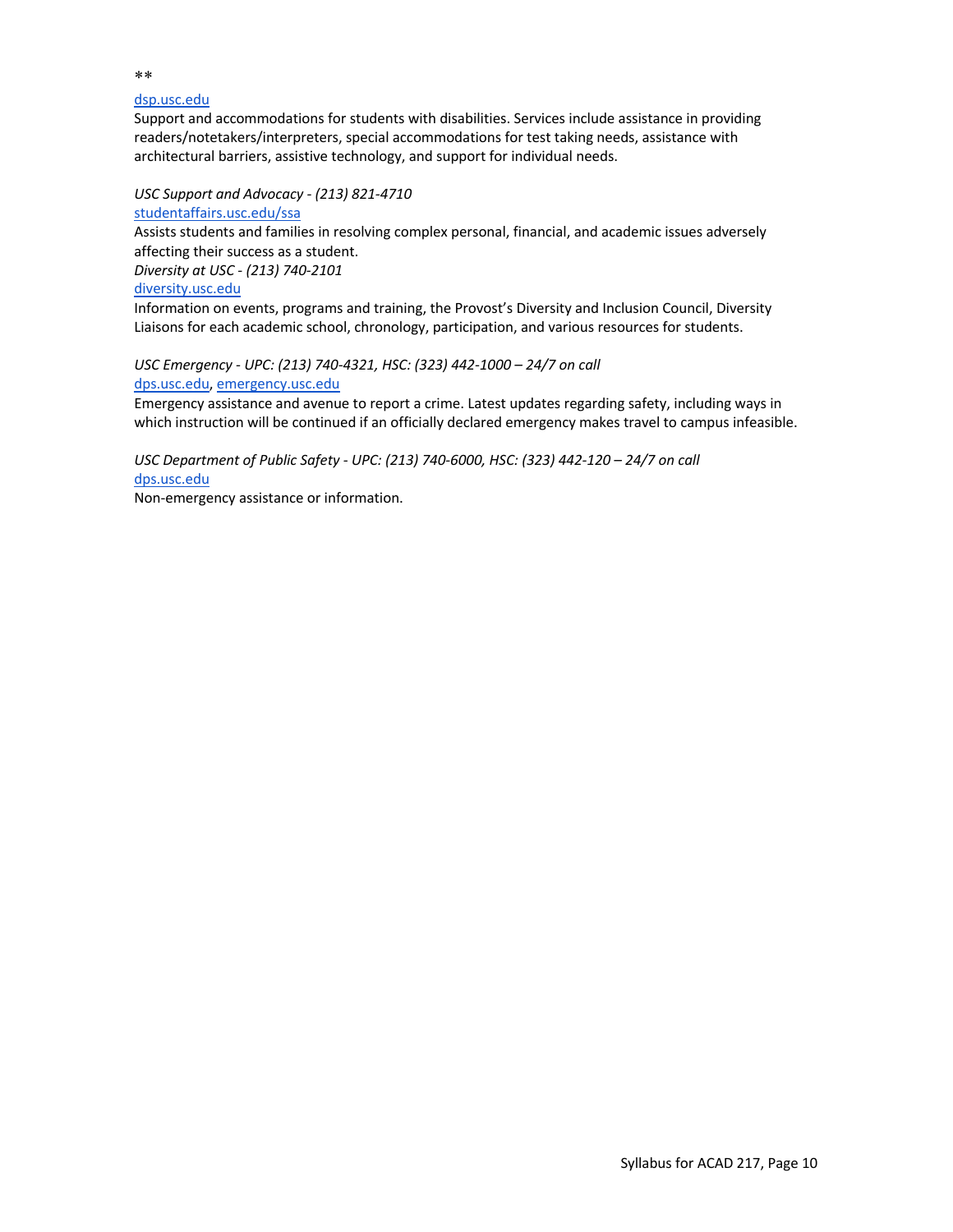**

[dsp.usc.edu](dsp.usc.edu)

Support and accommodations for students with disabilities. Services include assistance in providing readers/notetakers/interpreters, special accommodations for test taking needs, assistance with architectural barriers, assistive technology, and support for individual needs.

*USC Support and Advocacy - (213) 821-4710*

[studentaffairs.usc.edu/ssa](studentaffairs.usc.edu/ssa)

Assists students and families in resolving complex personal, financial, and academic issues adversely affecting their success as a student.

*Diversity at USC - (213) 740-2101*

[diversity.usc.edu](diversity.usc.edu)

Information on events, programs and training, the Provost's Diversity and Inclusion Council, Diversity Liaisons for each academic school, chronology, participation, and various resources for students.

*USC Emergency - UPC: (213) 740-4321, HSC: (323) 442-1000 – 24/7 on call*

[dps.usc.edu](dps.usc.edu), [emergency.usc.edu](emergency.usc.edu)

Emergency assistance and avenue to report a crime. Latest updates regarding safety, including ways in which instruction will be continued if an officially declared emergency makes travel to campus infeasible.

*USC Department of Public Safety - UPC: (213) 740-6000, HSC: (323) 442-120 – 24/7 on call*

[dps.usc.edu](dps.usc.edu)

Non-emergency assistance or information.